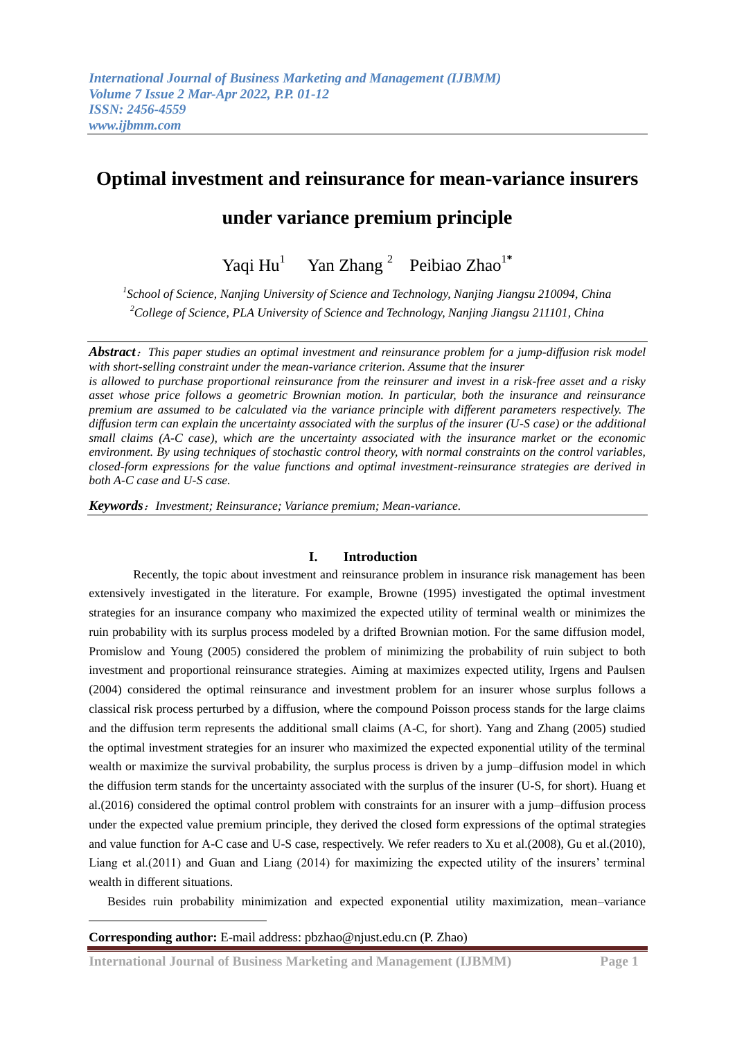# Optimal investment and reinsurance for mean-variance insurers under variance premium principle

Yaqi Hu[1] Yan Zhang[2] Peibiao Zhao[1*]

[1]*School of Science, Nanjing University of Science and Technology, Nanjing Jiangsu 210094, China*
[2]*College of Science, PLA University of Science and Technology, Nanjing Jiangsu 211101, China*

***Abstract***：*This paper studies an optimal investment and reinsurance problem for a jump-diffusion risk model with short-selling constraint under the mean-variance criterion. Assume that the insurer is allowed to purchase proportional reinsurance from the reinsurer and invest in a risk-free asset and a risky asset whose price follows a geometric Brownian motion. In particular, both the insurance and reinsurance premium are assumed to be calculated via the variance principle with different parameters respectively. The diffusion term can explain the uncertainty associated with the surplus of the insurer (U-S case) or the additional small claims (A-C case), which are the uncertainty associated with the insurance market or the economic environment. By using techniques of stochastic control theory, with normal constraints on the control variables, closed-form expressions for the value functions and optimal investment-reinsurance strategies are derived in both A-C case and U-S case.*

***Keywords***：*Investment; Reinsurance; Variance premium; Mean-variance.*

## I. Introduction

Recently, the topic about investment and reinsurance problem in insurance risk management has been extensively investigated in the literature. For example, Browne (1995) investigated the optimal investment strategies for an insurance company who maximized the expected utility of terminal wealth or minimizes the ruin probability with its surplus process modeled by a drifted Brownian motion. For the same diffusion model, Promislow and Young (2005) considered the problem of minimizing the probability of ruin subject to both investment and proportional reinsurance strategies. Aiming at maximizes expected utility, Irgens and Paulsen (2004) considered the optimal reinsurance and investment problem for an insurer whose surplus follows a classical risk process perturbed by a diffusion, where the compound Poisson process stands for the large claims and the diffusion term represents the additional small claims (A-C, for short). Yang and Zhang (2005) studied the optimal investment strategies for an insurer who maximized the expected exponential utility of the terminal wealth or maximize the survival probability, the surplus process is driven by a jump–diffusion model in which the diffusion term stands for the uncertainty associated with the surplus of the insurer (U-S, for short). Huang et al.(2016) considered the optimal control problem with constraints for an insurer with a jump–diffusion process under the expected value premium principle, they derived the closed form expressions of the optimal strategies and value function for A-C case and U-S case, respectively. We refer readers to Xu et al.(2008), Gu et al.(2010), Liang et al.(2011) and Guan and Liang (2014) for maximizing the expected utility of the insurers' terminal wealth in different situations.

Besides ruin probability minimization and expected exponential utility maximization, mean–variance

**Corresponding author:** E-mail address: pbzhao@njust.edu.cn (P. Zhao)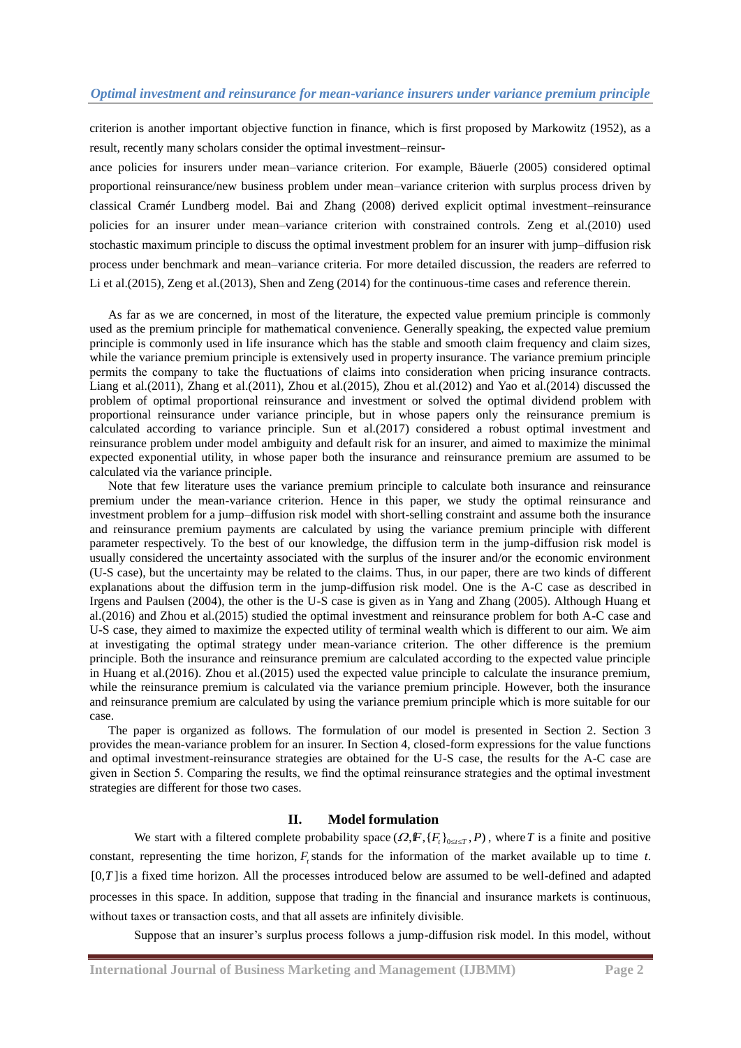criterion is another important objective function in finance, which is first proposed by Markowitz (1952), as a result, recently many scholars consider the optimal investment–reinsurance policies for insurers under mean–variance criterion. For example, Bäuerle (2005) considered optimal proportional reinsurance/new business problem under mean–variance criterion with surplus process driven by classical Cramér Lundberg model. Bai and Zhang (2008) derived explicit optimal investment–reinsurance policies for an insurer under mean–variance criterion with constrained controls. Zeng et al.(2010) used stochastic maximum principle to discuss the optimal investment problem for an insurer with jump–diffusion risk process under benchmark and mean–variance criteria. For more detailed discussion, the readers are referred to Li et al.(2015), Zeng et al.(2013), Shen and Zeng (2014) for the continuous-time cases and reference therein.

As far as we are concerned, in most of the literature, the expected value premium principle is commonly used as the premium principle for mathematical convenience. Generally speaking, the expected value premium principle is commonly used in life insurance which has the stable and smooth claim frequency and claim sizes, while the variance premium principle is extensively used in property insurance. The variance premium principle permits the company to take the fluctuations of claims into consideration when pricing insurance contracts. Liang et al.(2011), Zhang et al.(2011), Zhou et al.(2015), Zhou et al.(2012) and Yao et al.(2014) discussed the problem of optimal proportional reinsurance and investment or solved the optimal dividend problem with proportional reinsurance under variance principle, but in whose papers only the reinsurance premium is calculated according to variance principle. Sun et al.(2017) considered a robust optimal investment and reinsurance problem under model ambiguity and default risk for an insurer, and aimed to maximize the minimal expected exponential utility, in whose paper both the insurance and reinsurance premium are assumed to be calculated via the variance principle.

Note that few literature uses the variance premium principle to calculate both insurance and reinsurance premium under the mean-variance criterion. Hence in this paper, we study the optimal reinsurance and investment problem for a jump–diffusion risk model with short-selling constraint and assume both the insurance and reinsurance premium payments are calculated by using the variance premium principle with different parameter respectively. To the best of our knowledge, the diffusion term in the jump-diffusion risk model is usually considered the uncertainty associated with the surplus of the insurer and/or the economic environment (U-S case), but the uncertainty may be related to the claims. Thus, in our paper, there are two kinds of different explanations about the diffusion term in the jump-diffusion risk model. One is the A-C case as described in Irgens and Paulsen (2004), the other is the U-S case is given as in Yang and Zhang (2005). Although Huang et al.(2016) and Zhou et al.(2015) studied the optimal investment and reinsurance problem for both A-C case and U-S case, they aimed to maximize the expected utility of terminal wealth which is different to our aim. We aim at investigating the optimal strategy under mean-variance criterion. The other difference is the premium principle. Both the insurance and reinsurance premium are calculated according to the expected value principle in Huang et al.(2016). Zhou et al.(2015) used the expected value principle to calculate the insurance premium, while the reinsurance premium is calculated via the variance premium principle. However, both the insurance and reinsurance premium are calculated by using the variance premium principle which is more suitable for our case.

The paper is organized as follows. The formulation of our model is presented in Section 2. Section 3 provides the mean-variance problem for an insurer. In Section 4, closed-form expressions for the value functions and optimal investment-reinsurance strategies are obtained for the U-S case, the results for the A-C case are given in Section 5. Comparing the results, we find the optimal reinsurance strategies and the optimal investment strategies are different for those two cases.

## II. Model formulation

We start with a filtered complete probability space $(\Omega, F, \{F_t\}_{0\le t\le T}, P)$, where $T$ is a finite and positive constant, representing the time horizon, $F_t$ stands for the information of the market available up to time *t*. $[0,T]$ is a fixed time horizon. All the processes introduced below are assumed to be well-defined and adapted processes in this space. In addition, suppose that trading in the financial and insurance markets is continuous, without taxes or transaction costs, and that all assets are infinitely divisible.

Suppose that an insurer's surplus process follows a jump-diffusion risk model. In this model, without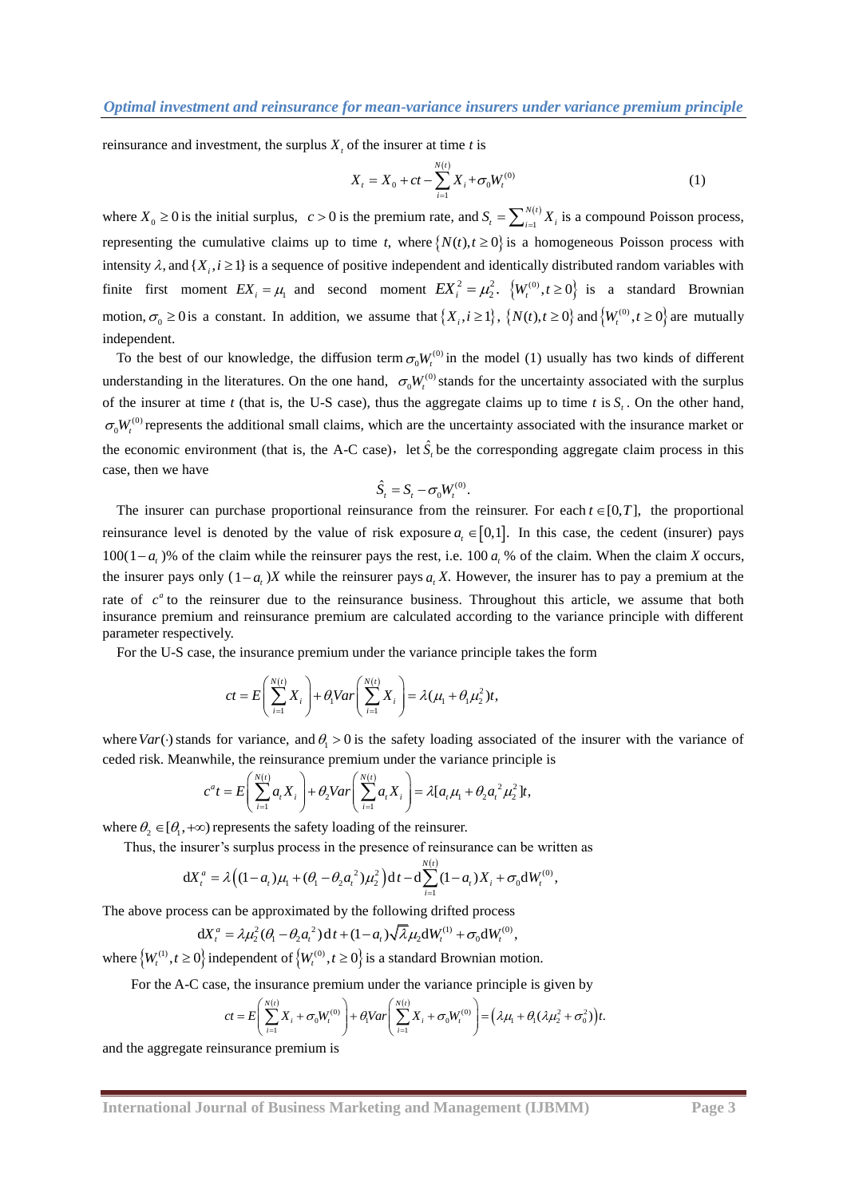reinsurance and investment, the surplus $X_t$ of the insurer at time $t$ is

$$X_t = X_0 + ct - \sum_{i=1}^{N(t)} X_i + \sigma_0 W_t^{(0)} \tag{1}$$

where $X_0 \ge 0$ is the initial surplus, $c > 0$ is the premium rate, and $S_t = \sum_{i=1}^{N(t)} X_i$ is a compound Poisson process, representing the cumulative claims up to time $t$, where $\{N(t), t \ge 0\}$ is a homogeneous Poisson process with intensity $\lambda$, and $\{X_i, i \ge 1\}$ is a sequence of positive independent and identically distributed random variables with finite first moment $EX_i = \mu_1$ and second moment $EX_i^2 = \mu_2^2$. $\{W_t^{(0)}, t \ge 0\}$ is a standard Brownian motion, $\sigma_0 \ge 0$ is a constant. In addition, we assume that $\{X_i, i \ge 1\}$, $\{N(t), t \ge 0\}$ and $\{W_t^{(0)}, t \ge 0\}$ are mutually independent.

To the best of our knowledge, the diffusion term $\sigma_0 W_t^{(0)}$ in the model (1) usually has two kinds of different understanding in the literatures. On the one hand, $\sigma_0 W_t^{(0)}$ stands for the uncertainty associated with the surplus of the insurer at time $t$ (that is, the U-S case), thus the aggregate claims up to time $t$ is $S_t$. On the other hand, $\sigma_0 W_t^{(0)}$ represents the additional small claims, which are the uncertainty associated with the insurance market or the economic environment (that is, the A-C case)，let $\hat{S}_t$ be the corresponding aggregate claim process in this case, then we have

$$\hat{S}_t = S_t - \sigma_0 W_t^{(0)}.$$

The insurer can purchase proportional reinsurance from the reinsurer. For each $t \in [0, T]$, the proportional reinsurance level is denoted by the value of risk exposure $a_t \in [0,1]$. In this case, the cedent (insurer) pays $100(1-a_t)$% of the claim while the reinsurer pays the rest, i.e. 100 $a_t$ % of the claim. When the claim $X$ occurs, the insurer pays only $(1-a_t)X$ while the reinsurer pays $a_t X$. However, the insurer has to pay a premium at the rate of $c^a$ to the reinsurer due to the reinsurance business. Throughout this article, we assume that both insurance premium and reinsurance premium are calculated according to the variance principle with different parameter respectively.

For the U-S case, the insurance premium under the variance principle takes the form

$$ct = E\left(\sum_{i=1}^{N(t)} X_i\right) + \theta_1 Var\left(\sum_{i=1}^{N(t)} X_i\right) = \lambda(\mu_1 + \theta_1 \mu_2^2)t,$$

where $Var(\cdot)$ stands for variance, and $\theta_1 > 0$ is the safety loading associated of the insurer with the variance of ceded risk. Meanwhile, the reinsurance premium under the variance principle is

$$c^a t = E\left(\sum_{i=1}^{N(t)} a_t X_i\right) + \theta_2 Var\left(\sum_{i=1}^{N(t)} a_t X_i\right) = \lambda[a_t \mu_1 + \theta_2 {a_t}^2 \mu_2^2]t,$$

where $\theta_2 \in [\theta_1, +\infty)$ represents the safety loading of the reinsurer.

Thus, the insurer's surplus process in the presence of reinsurance can be written as

$$\mathrm{d}X_t^a = \lambda\left((1-a_t)\mu_1 + (\theta_1 - \theta_2 {a_t}^2)\mu_2^2\right)\mathrm{d}t - \mathrm{d}\sum_{i=1}^{N(t)}(1-a_t)X_i + \sigma_0 \mathrm{d}W_t^{(0)},$$

The above process can be approximated by the following drifted process

$$\mathrm{d}X_t^a = \lambda\mu_2^2(\theta_1 - \theta_2 {a_t}^2)\,\mathrm{d}t + (1-a_t)\sqrt{\lambda}\mu_2 \mathrm{d}W_t^{(1)} + \sigma_0 \mathrm{d}W_t^{(0)},$$

where $\{W_t^{(1)}, t \ge 0\}$ independent of $\{W_t^{(0)}, t \ge 0\}$ is a standard Brownian motion.

For the A-C case, the insurance premium under the variance principle is given by

$$ct = E\left(\sum_{i=1}^{N(t)} X_i + \sigma_0 W_t^{(0)}\right) + \theta_1 Var\left(\sum_{i=1}^{N(t)} X_i + \sigma_0 W_t^{(0)}\right) = \left(\lambda\mu_1 + \theta_1(\lambda\mu_2^2 + \sigma_0^2)\right)t.$$

and the aggregate reinsurance premium is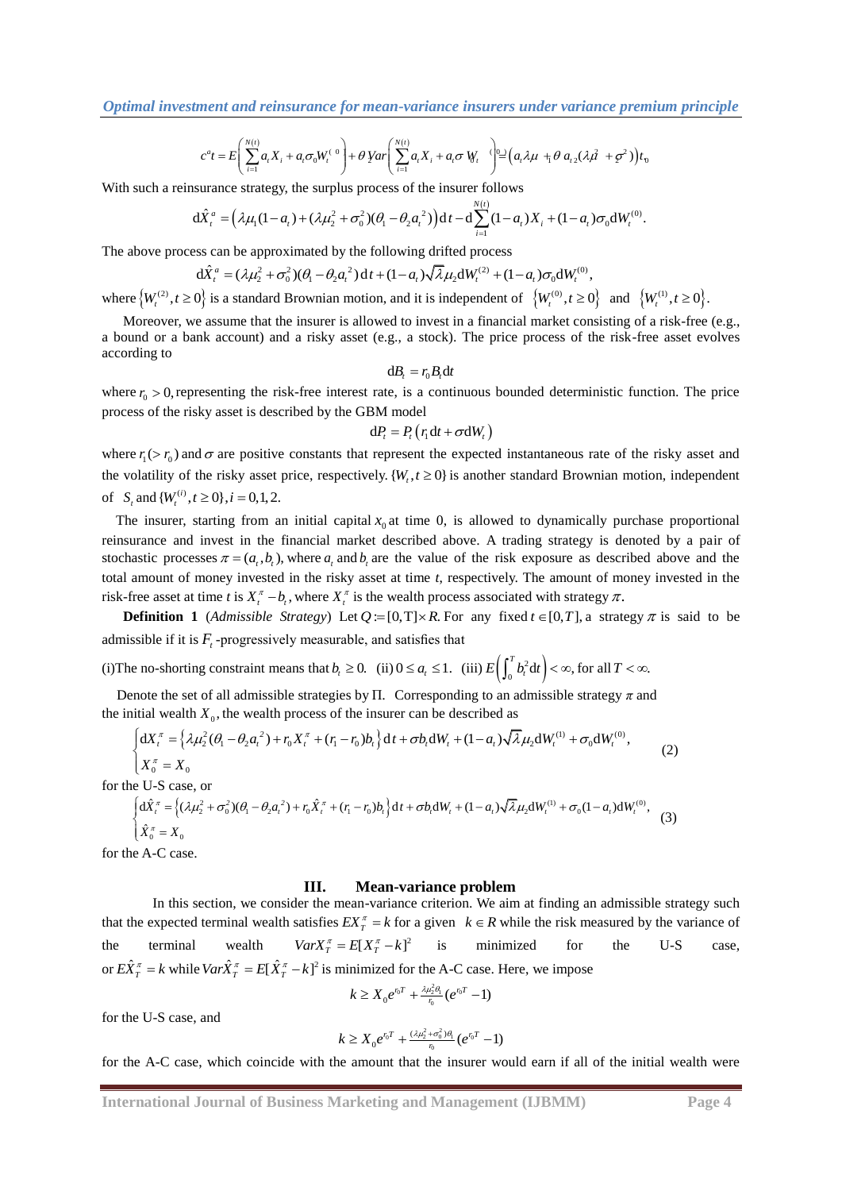$$c^a t = E\left(\sum_{i=1}^{N(t)} a_t X_i + a_t \sigma_0 W_t^{(0)}\right) + \theta_2 Var\left(\sum_{i=1}^{N(t)} a_t X_i + a_t \sigma_0 W_t^{(0)}\right) = \left(a_t \lambda \mu_1 + \theta_2 a_t^2 (\lambda \mu_2^2 + \sigma_0^2)\right) t$$

With such a reinsurance strategy, the surplus process of the insurer follows

$$d\hat{X}_t^a = \left(\lambda \mu_1 (1-a_t) + (\lambda \mu_2^2 + \sigma_0^2)(\theta_1 - \theta_2 a_t^2)\right) dt - d\sum_{i=1}^{N(t)} (1-a_t) X_i + (1-a_t)\sigma_0 dW_t^{(0)}.$$

The above process can be approximated by the following drifted process

$$d\hat{X}_t^a = (\lambda \mu_2^2 + \sigma_0^2)(\theta_1 - \theta_2 a_t^2)\, dt + (1-a_t)\sqrt{\lambda}\mu_2 dW_t^{(2)} + (1-a_t)\sigma_0 dW_t^{(0)},$$

where $\left\{W_t^{(2)}, t \geq 0\right\}$ is a standard Brownian motion, and it is independent of $\left\{W_t^{(0)}, t \geq 0\right\}$ and $\left\{W_t^{(1)}, t \geq 0\right\}$.

Moreover, we assume that the insurer is allowed to invest in a financial market consisting of a risk-free (e.g., a bound or a bank account) and a risky asset (e.g., a stock). The price process of the risk-free asset evolves according to

$$dB_t = r_0 B_t dt$$

where $r_0 > 0$, representing the risk-free interest rate, is a continuous bounded deterministic function. The price process of the risky asset is described by the GBM model

$$dP_t = P_t\left(r_1 dt + \sigma dW_t\right)$$

where $r_1 (> r_0)$ and $\sigma$ are positive constants that represent the expected instantaneous rate of the risky asset and the volatility of the risky asset price, respectively. $\{W_t, t \geq 0\}$ is another standard Brownian motion, independent of $S_t$ and $\{W_t^{(i)}, t \geq 0\}, i = 0,1,2.$

The insurer, starting from an initial capital $x_0$ at time 0, is allowed to dynamically purchase proportional reinsurance and invest in the financial market described above. A trading strategy is denoted by a pair of stochastic processes $\pi = (a_t, b_t)$, where $a_t$ and $b_t$ are the value of the risk exposure as described above and the total amount of money invested in the risky asset at time *t*, respectively. The amount of money invested in the risk-free asset at time *t* is $X_t^\pi - b_t$, where $X_t^\pi$ is the wealth process associated with strategy $\pi$.

**Definition 1** (*Admissible Strategy*) Let $Q := [0,T] \times R$. For any fixed $t \in [0,T]$, a strategy $\pi$ is said to be admissible if it is $F_t$-progressively measurable, and satisfies that

(i)The no-shorting constraint means that $b_t \geq 0$. (ii) $0 \leq a_t \leq 1$. (iii) $E\left(\int_0^T b_t^2 dt\right) < \infty$, for all $T < \infty$.

Denote the set of all admissible strategies by $\Pi$. Corresponding to an admissible strategy $\pi$ and the initial wealth $X_0$, the wealth process of the insurer can be described as

$$\begin{cases} dX_t^\pi = \left\{\lambda \mu_2^2 (\theta_1 - \theta_2 a_t^2) + r_0 X_t^\pi + (r_1 - r_0) b_t\right\} dt + \sigma b_t dW_t + (1-a_t)\sqrt{\lambda}\mu_2 dW_t^{(1)} + \sigma_0 dW_t^{(0)}, \\ X_0^\pi = X_0 \end{cases} \quad (2)$$

for the U-S case, or

$$\begin{cases} d\hat{X}_t^\pi = \left\{(\lambda \mu_2^2 + \sigma_0^2)(\theta_1 - \theta_2 a_t^2) + r_0 \hat{X}_t^\pi + (r_1 - r_0) b_t\right\} dt + \sigma b_t dW_t + (1-a_t)\sqrt{\lambda}\mu_2 dW_t^{(1)} + \sigma_0 (1-a_t) dW_t^{(0)}, \\ \hat{X}_0^\pi = X_0 \end{cases} \quad (3)$$

for the A-C case.

## III. Mean-variance problem

In this section, we consider the mean-variance criterion. We aim at finding an admissible strategy such that the expected terminal wealth satisfies $EX_T^\pi = k$ for a given $k \in R$ while the risk measured by the variance of the terminal wealth $VarX_T^\pi = E[X_T^\pi - k]^2$ is minimized for the U-S case, or $E\hat{X}_T^\pi = k$ while $Var\hat{X}_T^\pi = E[\hat{X}_T^\pi - k]^2$ is minimized for the A-C case. Here, we impose

$$k \geq X_0 e^{r_0 T} + \tfrac{\lambda \mu_2^2 \theta_1}{r_0}(e^{r_0 T} - 1)$$

for the U-S case, and

$$k \geq X_0 e^{r_0 T} + \tfrac{(\lambda \mu_2^2 + \sigma_0^2)\theta_1}{r_0}(e^{r_0 T} - 1)$$

for the A-C case, which coincide with the amount that the insurer would earn if all of the initial wealth were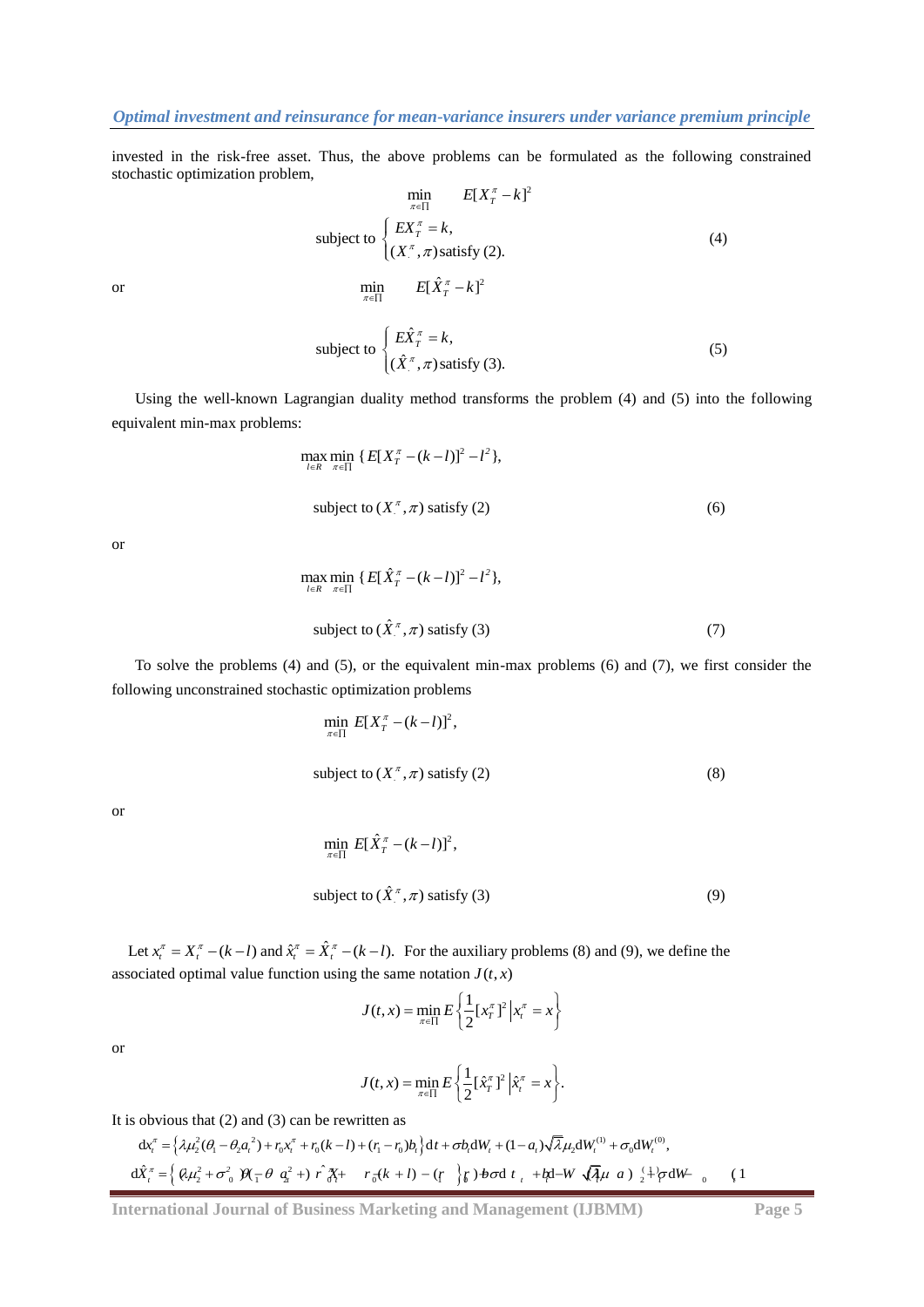invested in the risk-free asset. Thus, the above problems can be formulated as the following constrained stochastic optimization problem,

$$\min_{\pi\in\Pi} \quad E[X_T^\pi - k]^2$$

$$\text{subject to} \begin{cases} EX_T^\pi = k, \\ (X^\pi, \pi)\,\text{satisfy (2)}. \end{cases} \tag{4}$$

or

$$\min_{\pi\in\Pi} \quad E[\hat{X}_T^\pi - k]^2$$

$$\text{subject to} \begin{cases} E\hat{X}_T^\pi = k, \\ (\hat{X}^\pi, \pi)\,\text{satisfy (3)}. \end{cases} \tag{5}$$

Using the well-known Lagrangian duality method transforms the problem (4) and (5) into the following equivalent min-max problems:

$$\max_{l\in R}\min_{\pi\in\Pi}\{E[X_T^\pi - (k-l)]^2 - l^2\},$$

$$\text{subject to } (X^\pi, \pi) \text{ satisfy (2)} \tag{6}$$

or

$$\max_{l\in R}\min_{\pi\in\Pi}\{E[\hat{X}_T^\pi - (k-l)]^2 - l^2\},$$

$$\text{subject to } (\hat{X}^\pi, \pi) \text{ satisfy (3)} \tag{7}$$

To solve the problems (4) and (5), or the equivalent min-max problems (6) and (7), we first consider the following unconstrained stochastic optimization problems

$$\min_{\pi\in\Pi} E[X_T^\pi - (k-l)]^2,$$

$$\text{subject to } (X^\pi, \pi) \text{ satisfy (2)} \tag{8}$$

or

$$\min_{\pi\in\Pi} E[\hat{X}_T^\pi - (k-l)]^2,$$

$$\text{subject to } (\hat{X}^\pi, \pi) \text{ satisfy (3)} \tag{9}$$

Let $x_t^\pi = X_t^\pi - (k-l)$ and $\hat{x}_t^\pi = \hat{X}_t^\pi - (k-l)$. For the auxiliary problems (8) and (9), we define the associated optimal value function using the same notation $J(t,x)$

$$J(t,x) = \min_{\pi\in\Pi} E\left\{\frac{1}{2}[x_T^\pi]^2 \,\middle|\, x_t^\pi = x\right\}$$

or

$$J(t,x) = \min_{\pi\in\Pi} E\left\{\frac{1}{2}[\hat{x}_T^\pi]^2 \,\middle|\, \hat{x}_t^\pi = x\right\}.$$

It is obvious that (2) and (3) can be rewritten as

$$dx_t^\pi = \left\{\lambda\mu_2^2(\theta_1 - \theta_2 a_t^2) + r_0 x_t^\pi + r_0(k-l) + (r_1 - r_0)b_t\right\}dt + \sigma b_t dW_t + (1-a_t)\sqrt{\lambda}\mu_2 dW_t^{(1)} + \sigma_0 dW_t^{(0)},$$

$$d\hat{X}_t^\pi = \left\{(\lambda\mu_2^2 + \sigma_0^2)(\theta_1 - \theta_2 a_t^2) + r_0\hat{x}_t^\pi + r_0(k+l) - (r_1 - r_0)b_t\right\}dt + \sigma b_t dW_t + (1-a_t)\sqrt{\lambda}\mu_2 dW_t^{(1)} + \sigma_0 dW_t^{(0)} \quad (1$$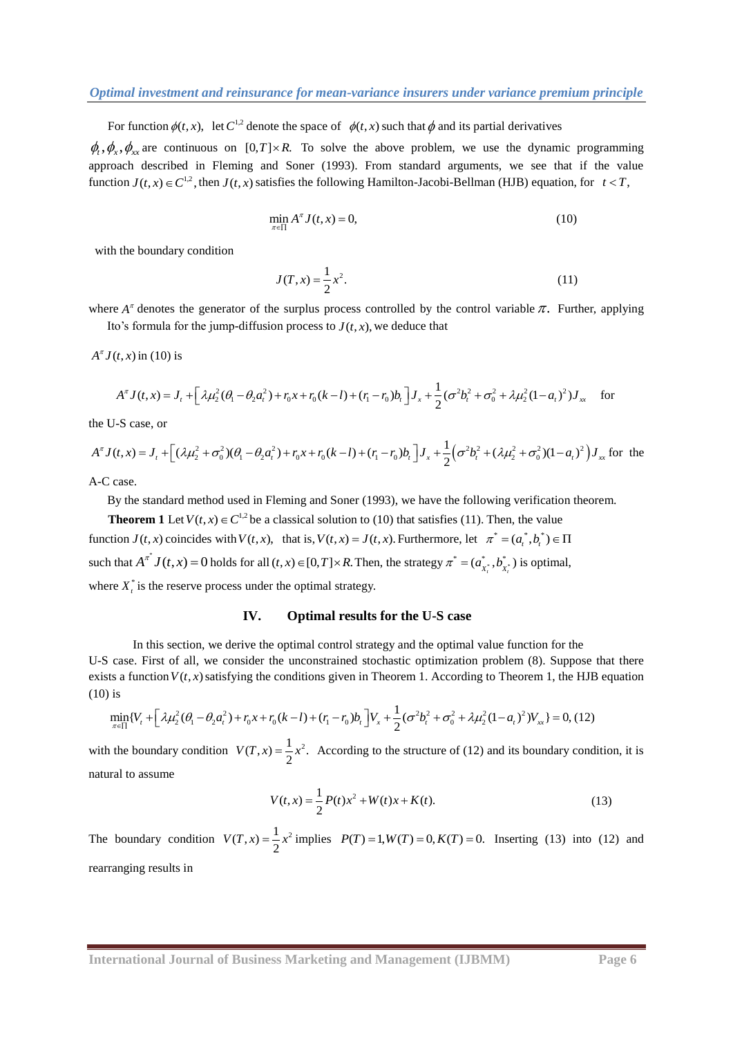For function $\phi(t,x)$, let $C^{1,2}$ denote the space of $\phi(t,x)$ such that $\phi$ and its partial derivatives $\phi_t, \phi_x, \phi_{xx}$ are continuous on $[0,T]\times R$. To solve the above problem, we use the dynamic programming approach described in Fleming and Soner (1993). From standard arguments, we see that if the value function $J(t,x)\in C^{1,2}$, then $J(t,x)$ satisfies the following Hamilton-Jacobi-Bellman (HJB) equation, for $t<T$,

$$\min_{\pi\in\Pi} A^{\pi} J(t,x)=0, \tag{10}$$

with the boundary condition

$$J(T,x)=\frac{1}{2}x^2. \tag{11}$$

where $A^{\pi}$ denotes the generator of the surplus process controlled by the control variable $\pi$. Further, applying Ito's formula for the jump-diffusion process to $J(t,x)$, we deduce that

$A^{\pi}J(t,x)$ in (10) is

$$A^{\pi}J(t,x)=J_t+\left[\lambda\mu_2^2(\theta_1-\theta_2 a_t^2)+r_0x+r_0(k-l)+(r_1-r_0)b_t\right]J_x+\frac{1}{2}(\sigma^2b_t^2+\sigma_0^2+\lambda\mu_2^2(1-a_t)^2)J_{xx} \quad \text{for}$$

the U-S case, or

$$A^{\pi}J(t,x)=J_t+\left[(\lambda\mu_2^2+\sigma_0^2)(\theta_1-\theta_2 a_t^2)+r_0x+r_0(k-l)+(r_1-r_0)b_t\right]J_x+\frac{1}{2}\left(\sigma^2b_t^2+(\lambda\mu_2^2+\sigma_0^2)(1-a_t)^2\right)J_{xx} \text{ for the}$$

A-C case.

By the standard method used in Fleming and Soner (1993), we have the following verification theorem.

**Theorem 1** Let $V(t,x)\in C^{1,2}$ be a classical solution to (10) that satisfies (11). Then, the value function $J(t,x)$ coincides with $V(t,x)$, that is, $V(t,x)=J(t,x)$. Furthermore, let $\pi^*=(a_t^*,b_t^*)\in\Pi$ such that $A^{\pi^*}J(t,x)=0$ holds for all $(t,x)\in[0,T]\times R$. Then, the strategy $\pi^*=(a^*_{X_t^*},b^*_{X_t^*})$ is optimal, where $X_t^*$ is the reserve process under the optimal strategy.

## IV. Optimal results for the U-S case

In this section, we derive the optimal control strategy and the optimal value function for the U-S case. First of all, we consider the unconstrained stochastic optimization problem (8). Suppose that there exists a function $V(t,x)$ satisfying the conditions given in Theorem 1. According to Theorem 1, the HJB equation (10) is

$$\min_{\pi\in\Pi}\{V_t+\left[\lambda\mu_2^2(\theta_1-\theta_2a_t^2)+r_0x+r_0(k-l)+(r_1-r_0)b_t\right]V_x+\frac{1}{2}(\sigma^2b_t^2+\sigma_0^2+\lambda\mu_2^2(1-a_t)^2)V_{xx}\}=0, \tag{12}$$

with the boundary condition $V(T,x)=\frac{1}{2}x^2$. According to the structure of (12) and its boundary condition, it is natural to assume

$$V(t,x)=\frac{1}{2}P(t)x^2+W(t)x+K(t). \tag{13}$$

The boundary condition $V(T,x)=\frac{1}{2}x^2$ implies $P(T)=1, W(T)=0, K(T)=0$. Inserting (13) into (12) and rearranging results in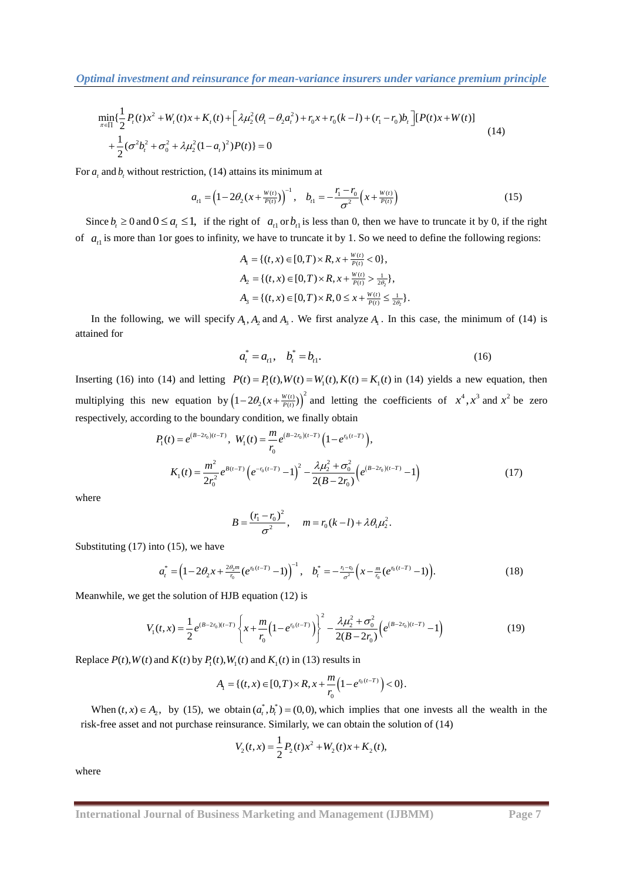$$
\begin{aligned}
&\min_{\pi\in\Pi}\{\frac{1}{2}P_t(t)x^2 + W_t(t)x + K_t(t) + \left[\lambda\mu_2^2(\theta_1 - \theta_2 a_t^2) + r_0 x + r_0(k-l) + (r_1 - r_0)b_t\right][P(t)x + W(t)] \\
&+\frac{1}{2}(\sigma^2 b_t^2 + \sigma_0^2 + \lambda\mu_2^2(1-a_t)^2)P(t)\} = 0
\end{aligned}
\tag{14}
$$

For $a_t$ and $b_t$ without restriction, (14) attains its minimum at

$$
a_{t1} = \left(1 - 2\theta_2(x + \tfrac{W(t)}{P(t)})\right)^{-1}, \quad b_{t1} = -\frac{r_1 - r_0}{\sigma^2}\left(x + \tfrac{W(t)}{P(t)}\right) \tag{15}
$$

Since $b_t \geq 0$ and $0 \leq a_t \leq 1$, if the right of $a_{t1}$ or $b_{t1}$ is less than 0, then we have to truncate it by 0, if the right of $a_{t1}$ is more than 1or goes to infinity, we have to truncate it by 1. So we need to define the following regions:

$$
\begin{aligned}
A_1 &= \{(t,x) \in [0,T] \times R, x + \tfrac{W(t)}{P(t)} < 0\}, \\
A_2 &= \{(t,x) \in [0,T] \times R, x + \tfrac{W(t)}{P(t)} > \tfrac{1}{2\theta_2}\}, \\
A_3 &= \{(t,x) \in [0,T] \times R, 0 \leq x + \tfrac{W(t)}{P(t)} \leq \tfrac{1}{2\theta_2}\}.
\end{aligned}
$$

In the following, we will specify $A_1, A_2$ and $A_3$. We first analyze $A_1$. In this case, the minimum of (14) is attained for

$$
a_t^* = a_{t1}, \quad b_t^* = b_{t1}. \tag{16}
$$

Inserting (16) into (14) and letting $P(t) = P_1(t), W(t) = W_1(t), K(t) = K_1(t)$ in (14) yields a new equation, then multiplying this new equation by $\left(1 - 2\theta_2(x + \tfrac{W(t)}{P(t)})\right)^2$ and letting the coefficients of $x^4, x^3$ and $x^2$ be zero respectively, according to the boundary condition, we finally obtain

$$
\begin{aligned}
P_1(t) &= e^{(B-2r_0)(t-T)}, \; W_1(t) = \frac{m}{r_0}e^{(B-2r_0)(t-T)}\left(1 - e^{r_0(t-T)}\right), \\
K_1(t) &= \frac{m^2}{2r_0^2}e^{B(t-T)}\left(e^{-r_0(t-T)} - 1\right)^2 - \frac{\lambda\mu_2^2 + \sigma_0^2}{2(B - 2r_0)}\left(e^{(B-2r_0)(t-T)} - 1\right)
\end{aligned}
\tag{17}
$$

where

$$
B = \frac{(r_1 - r_0)^2}{\sigma^2}, \quad m = r_0(k-l) + \lambda\theta_1\mu_2^2.
$$

Substituting (17) into (15), we have

$$
a_t^* = \left(1 - 2\theta_2 x + \tfrac{2\theta_2 m}{r_0}(e^{r_0(t-T)} - 1)\right)^{-1}, \quad b_t^* = -\tfrac{r_1 - r_0}{\sigma^2}\left(x - \tfrac{m}{r_0}(e^{r_0(t-T)} - 1)\right). \tag{18}
$$

Meanwhile, we get the solution of HJB equation (12) is

$$
V_1(t,x) = \frac{1}{2}e^{(B-2r_0)(t-T)}\left\{x + \frac{m}{r_0}\left(1 - e^{r_0(t-T)}\right)\right\}^2 - \frac{\lambda\mu_2^2 + \sigma_0^2}{2(B - 2r_0)}\left(e^{(B-2r_0)(t-T)} - 1\right) \tag{19}
$$

Replace $P(t), W(t)$ and $K(t)$ by $P_1(t), W_1(t)$ and $K_1(t)$ in (13) results in

$$
A_1 = \{(t,x) \in [0,T] \times R, x + \frac{m}{r_0}\left(1 - e^{r_0(t-T)}\right) < 0\}.
$$

When $(t,x) \in A_2$, by (15), we obtain $(a_t^*, b_t^*) = (0,0)$, which implies that one invests all the wealth in the risk-free asset and not purchase reinsurance. Similarly, we can obtain the solution of (14)

$$
V_2(t,x) = \frac{1}{2}P_2(t)x^2 + W_2(t)x + K_2(t),
$$

where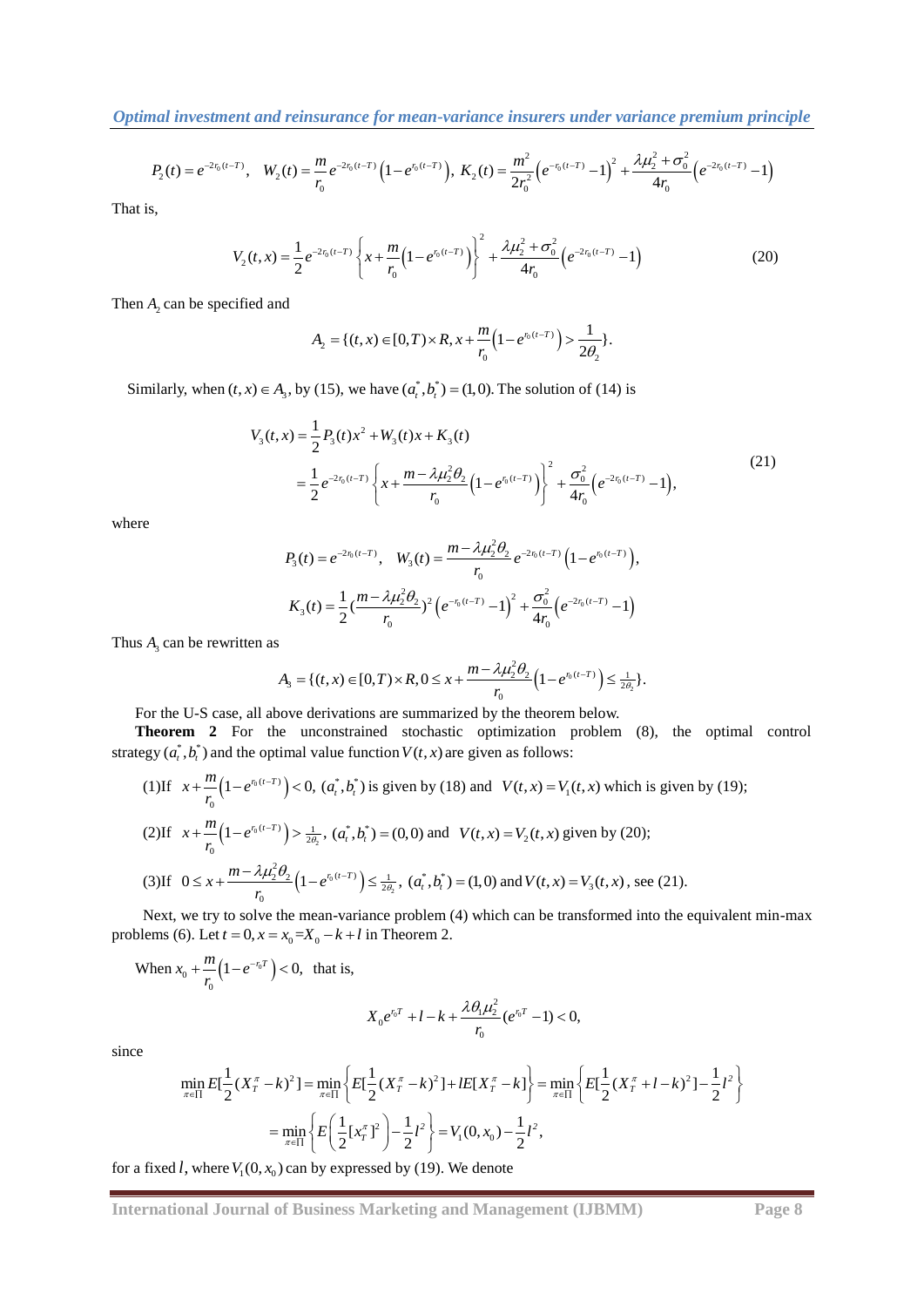$$P_2(t) = e^{-2r_0(t-T)}, \quad W_2(t) = \frac{m}{r_0} e^{-2r_0(t-T)} \left(1 - e^{r_0(t-T)}\right), \; K_2(t) = \frac{m^2}{2r_0^2} \left(e^{-r_0(t-T)} - 1\right)^2 + \frac{\lambda \mu_2^2 + \sigma_0^2}{4r_0} \left(e^{-2r_0(t-T)} - 1\right)$$

That is,

$$V_2(t,x) = \frac{1}{2} e^{-2r_0(t-T)} \left\{ x + \frac{m}{r_0} \left(1 - e^{r_0(t-T)}\right) \right\}^2 + \frac{\lambda \mu_2^2 + \sigma_0^2}{4r_0} \left(e^{-2r_0(t-T)} - 1\right) \tag{20}$$

Then $A_2$ can be specified and

$$A_2 = \{(t,x) \in [0,T) \times R, x + \frac{m}{r_0}\left(1 - e^{r_0(t-T)}\right) > \frac{1}{2\theta_2}\}.$$

Similarly, when $(t,x) \in A_3$, by (15), we have $(a_t^*, b_t^*) = (1,0)$. The solution of (14) is

$$\begin{aligned} V_3(t,x) &= \frac{1}{2} P_3(t) x^2 + W_3(t) x + K_3(t) \\ &= \frac{1}{2} e^{-2r_0(t-T)} \left\{ x + \frac{m - \lambda \mu_2^2 \theta_2}{r_0} \left(1 - e^{r_0(t-T)}\right) \right\}^2 + \frac{\sigma_0^2}{4r_0} \left(e^{-2r_0(t-T)} - 1\right), \end{aligned} \tag{21}$$

where

$$P_3(t) = e^{-2r_0(t-T)}, \quad W_3(t) = \frac{m - \lambda \mu_2^2 \theta_2}{r_0} e^{-2r_0(t-T)} \left(1 - e^{r_0(t-T)}\right),$$

$$K_3(t) = \frac{1}{2} \left(\frac{m - \lambda \mu_2^2 \theta_2}{r_0}\right)^2 \left(e^{-r_0(t-T)} - 1\right)^2 + \frac{\sigma_0^2}{4r_0} \left(e^{-2r_0(t-T)} - 1\right)$$

Thus $A_3$ can be rewritten as

$$A_3 = \{(t,x) \in [0,T) \times R, 0 \le x + \frac{m - \lambda \mu_2^2 \theta_2}{r_0}\left(1 - e^{r_0(t-T)}\right) \le \tfrac{1}{2\theta_2}\}.$$

For the U-S case, all above derivations are summarized by the theorem below.

**Theorem 2** For the unconstrained stochastic optimization problem (8), the optimal control strategy $(a_t^*, b_t^*)$ and the optimal value function $V(t,x)$ are given as follows:

(1)If $x + \frac{m}{r_0}\left(1 - e^{r_0(t-T)}\right) < 0$, $(a_t^*, b_t^*)$ is given by (18) and $V(t,x) = V_1(t,x)$ which is given by (19);

(2)If $x + \frac{m}{r_0}\left(1 - e^{r_0(t-T)}\right) > \frac{1}{2\theta_2}$, $(a_t^*, b_t^*) = (0,0)$ and $V(t,x) = V_2(t,x)$ given by (20);

(3)If $0 \le x + \frac{m - \lambda \mu_2^2 \theta_2}{r_0}\left(1 - e^{r_0(t-T)}\right) \le \frac{1}{2\theta_2}$, $(a_t^*, b_t^*) = (1,0)$ and $V(t,x) = V_3(t,x)$, see (21).

Next, we try to solve the mean-variance problem (4) which can be transformed into the equivalent min-max problems (6). Let $t = 0, x = x_0 = X_0 - k + l$ in Theorem 2.

When $x_0 + \frac{m}{r_0}\left(1 - e^{-r_0 T}\right) < 0$, that is,

$$X_0 e^{r_0 T} + l - k + \frac{\lambda \theta_1 \mu_2^2}{r_0}(e^{r_0 T} - 1) < 0,$$

since

$$\begin{aligned} \min_{\pi \in \Pi} E[\frac{1}{2}(X_T^\pi - k)^2] &= \min_{\pi \in \Pi} \left\{ E[\frac{1}{2}(X_T^\pi - k)^2] + lE[X_T^\pi - k] \right\} = \min_{\pi \in \Pi} \left\{ E[\frac{1}{2}(X_T^\pi + l - k)^2] - \frac{1}{2} l^2 \right\} \\ &= \min_{\pi \in \Pi} \left\{ E\left(\frac{1}{2}[x_T^\pi]^2\right) - \frac{1}{2} l^2 \right\} = V_1(0, x_0) - \frac{1}{2} l^2, \end{aligned}$$

for a fixed $l$, where $V_1(0, x_0)$ can by expressed by (19). We denote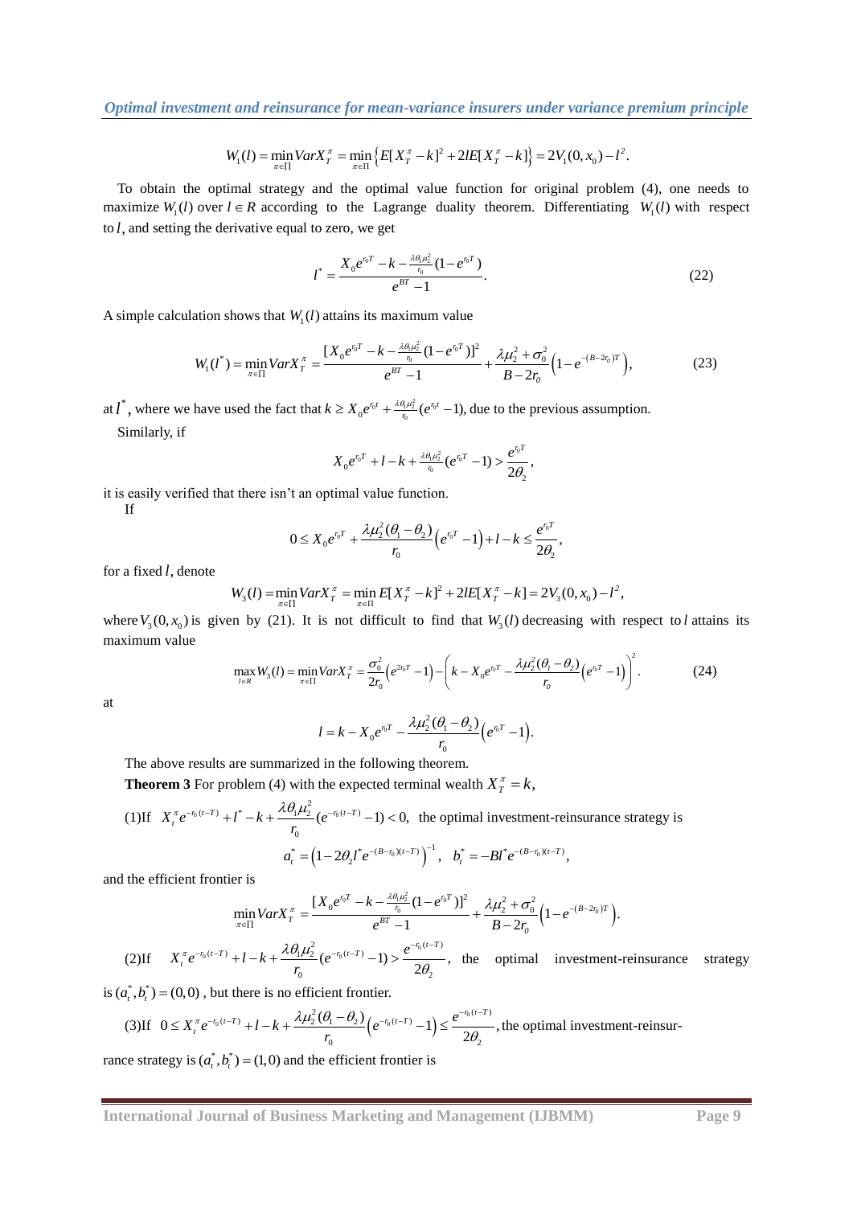$$W_1(l) = \min_{\pi\in\Pi} VarX_T^\pi = \min_{\pi\in\Pi}\left\{E[X_T^\pi - k]^2 + 2lE[X_T^\pi - k]\right\} = 2V_1(0,x_0) - l^2.$$

To obtain the optimal strategy and the optimal value function for original problem (4), one needs to maximize $W_1(l)$ over $l \in R$ according to the Lagrange duality theorem. Differentiating $W_1(l)$ with respect to $l$, and setting the derivative equal to zero, we get

$$l^* = \frac{X_0 e^{r_0 T} - k - \frac{\lambda\theta_1\mu_2^2}{r_0}(1-e^{r_0 T})}{e^{BT}-1}. \tag{22}$$

A simple calculation shows that $W_1(l)$ attains its maximum value

$$W_1(l^*) = \min_{\pi\in\Pi} VarX_T^\pi = \frac{[X_0 e^{r_0 T} - k - \frac{\lambda\theta_1\mu_2^2}{r_0}(1-e^{r_0 T})]^2}{e^{BT}-1} + \frac{\lambda\mu_2^2 + \sigma_0^2}{B-2r_0}\left(1-e^{-(B-2r_0)T}\right), \tag{23}$$

at $l^*$, where we have used the fact that $k \geq X_0 e^{r_0 t} + \frac{\lambda\theta_1\mu_2^2}{r_0}(e^{r_0 t}-1)$, due to the previous assumption.

Similarly, if

$$X_0 e^{r_0 T} + l - k + \tfrac{\lambda\theta_1\mu_2^2}{r_0}(e^{r_0 T}-1) > \frac{e^{r_0 T}}{2\theta_2},$$

it is easily verified that there isn't an optimal value function.

If

$$0 \leq X_0 e^{r_0 T} + \frac{\lambda\mu_2^2(\theta_1-\theta_2)}{r_0}\left(e^{r_0 T}-1\right) + l - k \leq \frac{e^{r_0 T}}{2\theta_2},$$

for a fixed $l$, denote

$$W_3(l) = \min_{\pi\in\Pi} VarX_T^\pi = \min_{\pi\in\Pi} E[X_T^\pi - k]^2 + 2lE[X_T^\pi - k] = 2V_3(0,x_0) - l^2,$$

where $V_3(0,x_0)$ is given by (21). It is not difficult to find that $W_3(l)$ decreasing with respect to $l$ attains its maximum value

$$\max_{l\in R} W_3(l) = \min_{\pi\in\Pi} VarX_T^\pi = \frac{\sigma_0^2}{2r_0}\left(e^{2r_0 T}-1\right) - \left(k - X_0 e^{r_0 T} - \frac{\lambda\mu_2^2(\theta_1-\theta_2)}{r_0}\left(e^{r_0 T}-1\right)\right)^2. \tag{24}$$

at

$$l = k - X_0 e^{r_0 T} - \frac{\lambda\mu_2^2(\theta_1-\theta_2)}{r_0}\left(e^{r_0 T}-1\right).$$

The above results are summarized in the following theorem.

**Theorem 3** For problem (4) with the expected terminal wealth $X_T^\pi = k$,

(1)If $X_t^\pi e^{-r_0(t-T)} + l^* - k + \dfrac{\lambda\theta_1\mu_2^2}{r_0}(e^{-r_0(t-T)}-1) < 0$, the optimal investment-reinsurance strategy is

$$a_t^* = \left(1 - 2\theta_2 l^* e^{-(B-r_0)(t-T)}\right)^{-1}, \quad b_t^* = -Bl^* e^{-(B-r_0)(t-T)},$$

and the efficient frontier is

$$\min_{\pi\in\Pi} VarX_T^\pi = \frac{[X_0 e^{r_0 T} - k - \frac{\lambda\theta_1\mu_2^2}{r_0}(1-e^{r_0 T})]^2}{e^{BT}-1} + \frac{\lambda\mu_2^2 + \sigma_0^2}{B-2r_0}\left(1-e^{-(B-2r_0)T}\right).$$

(2)If $X_t^\pi e^{-r_0(t-T)} + l - k + \dfrac{\lambda\theta_1\mu_2^2}{r_0}(e^{-r_0(t-T)}-1) > \dfrac{e^{-r_0(t-T)}}{2\theta_2}$, the optimal investment-reinsurance strategy is $(a_t^*, b_t^*) = (0,0)$, but there is no efficient frontier.

(3)If $0 \leq X_t^\pi e^{-r_0(t-T)} + l - k + \dfrac{\lambda\mu_2^2(\theta_1-\theta_2)}{r_0}\left(e^{-r_0(t-T)}-1\right) \leq \dfrac{e^{-r_0(t-T)}}{2\theta_2}$, the optimal investment-reinsurrance strategy is $(a_t^*, b_t^*) = (1,0)$ and the efficient frontier is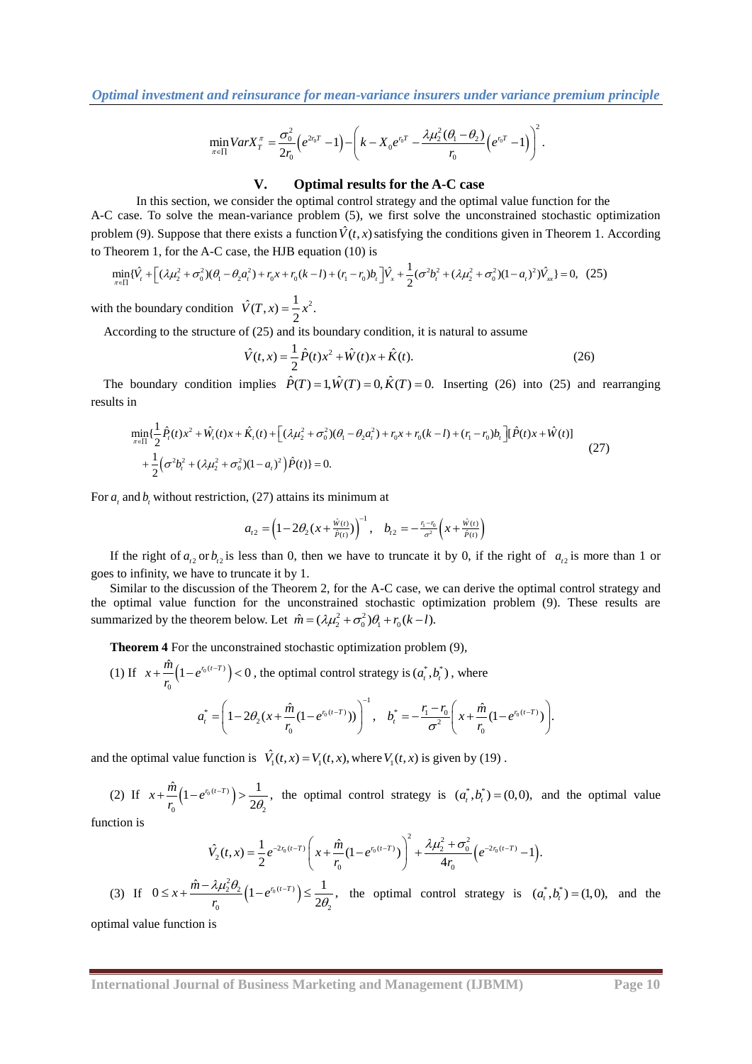$$\min_{\pi\in\Pi} VarX_T^{\pi} = \frac{\sigma_0^2}{2r_0}\left(e^{2r_0T}-1\right)-\left(k-X_0e^{r_0T}-\frac{\lambda\mu_2^2(\theta_1-\theta_2)}{r_0}\left(e^{r_0T}-1\right)\right)^2.$$

## V. Optimal results for the A-C case

In this section, we consider the optimal control strategy and the optimal value function for the A-C case. To solve the mean-variance problem (5), we first solve the unconstrained stochastic optimization problem (9). Suppose that there exists a function $\hat{V}(t,x)$ satisfying the conditions given in Theorem 1. According to Theorem 1, for the A-C case, the HJB equation (10) is

$$\min_{\pi\in\Pi}\{\hat{V}_t+\left[(\lambda\mu_2^2+\sigma_0^2)(\theta_1-\theta_2a_t^2)+r_0x+r_0(k-l)+(r_1-r_0)b_t\right]\hat{V}_x+\frac{1}{2}(\sigma^2b_t^2+(\lambda\mu_2^2+\sigma_0^2)(1-a_t)^2)\hat{V}_{xx}\}=0, \quad (25)$$

with the boundary condition $\hat{V}(T,x)=\frac{1}{2}x^2$.

According to the structure of (25) and its boundary condition, it is natural to assume

$$\hat{V}(t,x)=\frac{1}{2}\hat{P}(t)x^2+\hat{W}(t)x+\hat{K}(t). \quad (26)$$

The boundary condition implies $\hat{P}(T)=1, \hat{W}(T)=0, \hat{K}(T)=0$. Inserting (26) into (25) and rearranging results in

$$\begin{aligned}\min_{\pi\in\Pi}\{&\frac{1}{2}\hat{P}_t(t)x^2+\hat{W}_t(t)x+\hat{K}_t(t)+\left[(\lambda\mu_2^2+\sigma_0^2)(\theta_1-\theta_2a_t^2)+r_0x+r_0(k-l)+(r_1-r_0)b_t\right][\hat{P}(t)x+\hat{W}(t)]\\&+\frac{1}{2}\left(\sigma^2b_t^2+(\lambda\mu_2^2+\sigma_0^2)(1-a_t)^2\right)\hat{P}(t)\}=0.\end{aligned} \quad (27)$$

For $a_t$ and $b_t$ without restriction, (27) attains its minimum at

$$a_{t2}=\left(1-2\theta_2(x+\tfrac{\hat{W}(t)}{\hat{P}(t)})\right)^{-1}, \quad b_{t2}=-\tfrac{r_1-r_0}{\sigma^2}\left(x+\tfrac{\hat{W}(t)}{\hat{P}(t)}\right)$$

If the right of $a_{t2}$ or $b_{t2}$ is less than 0, then we have to truncate it by 0, if the right of $a_{t2}$ is more than 1 or goes to infinity, we have to truncate it by 1.

Similar to the discussion of the Theorem 2, for the A-C case, we can derive the optimal control strategy and the optimal value function for the unconstrained stochastic optimization problem (9). These results are summarized by the theorem below. Let $\hat{m}=(\lambda\mu_2^2+\sigma_0^2)\theta_1+r_0(k-l)$.

**Theorem 4** For the unconstrained stochastic optimization problem (9),

(1) If $x+\frac{\hat{m}}{r_0}\left(1-e^{r_0(t-T)}\right)<0$, the optimal control strategy is $(a_t^*,b_t^*)$, where

$$a_t^*=\left(1-2\theta_2(x+\frac{\hat{m}}{r_0}(1-e^{r_0(t-T)}))\right)^{-1}, \quad b_t^*=-\frac{r_1-r_0}{\sigma^2}\left(x+\frac{\hat{m}}{r_0}(1-e^{r_0(t-T)})\right).$$

and the optimal value function is $\hat{V}_1(t,x)=V_1(t,x)$, where $V_1(t,x)$ is given by (19).

(2) If $x+\frac{\hat{m}}{r_0}\left(1-e^{r_0(t-T)}\right)>\frac{1}{2\theta_2}$, the optimal control strategy is $(a_t^*,b_t^*)=(0,0)$, and the optimal value function is

$$\hat{V}_2(t,x)=\frac{1}{2}e^{-2r_0(t-T)}\left(x+\frac{\hat{m}}{r_0}(1-e^{r_0(t-T)})\right)^2+\frac{\lambda\mu_2^2+\sigma_0^2}{4r_0}\left(e^{-2r_0(t-T)}-1\right).$$

(3) If $0\le x+\frac{\hat{m}-\lambda\mu_2^2\theta_2}{r_0}\left(1-e^{r_0(t-T)}\right)\le\frac{1}{2\theta_2}$, the optimal control strategy is $(a_t^*,b_t^*)=(1,0)$, and the optimal value function is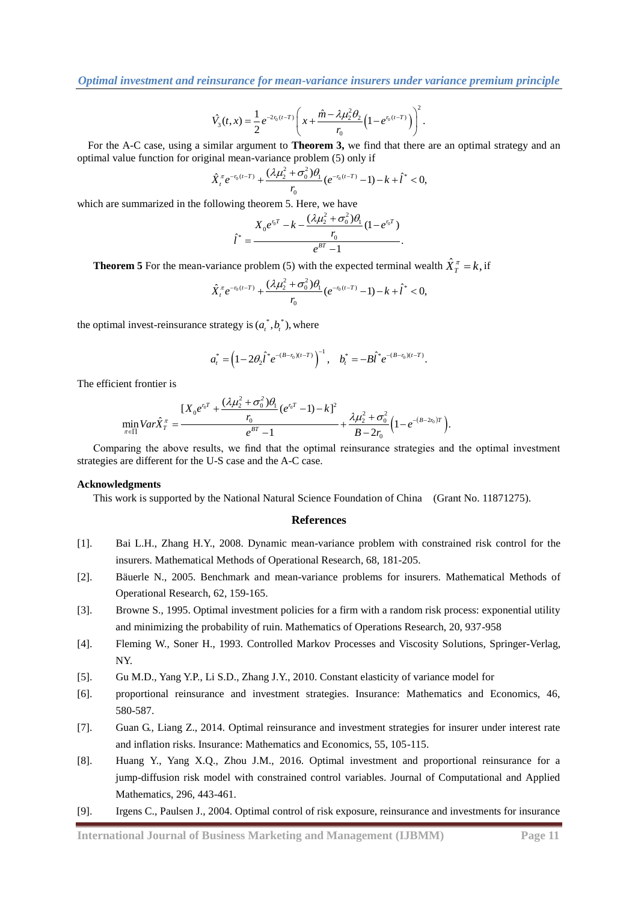$$\hat{V}_3(t,x) = \frac{1}{2} e^{-2r_0(t-T)} \left( x + \frac{\hat{m} - \lambda\mu_2^2\theta_2}{r_0} \left(1 - e^{r_0(t-T)}\right) \right)^2.$$

For the A-C case, using a similar argument to **Theorem 3,** we find that there are an optimal strategy and an optimal value function for original mean-variance problem (5) only if

$$\hat{X}_t^\pi e^{-r_0(t-T)} + \frac{(\lambda\mu_2^2 + \sigma_0^2)\theta_1}{r_0}(e^{-r_0(t-T)} - 1) - k + \hat{l}^* < 0,$$

which are summarized in the following theorem 5. Here, we have

$$\hat{l}^* = \frac{X_0 e^{r_0 T} - k - \dfrac{(\lambda\mu_2^2 + \sigma_0^2)\theta_1}{r_0}(1 - e^{r_0 T})}{e^{BT} - 1}.$$

**Theorem 5** For the mean-variance problem (5) with the expected terminal wealth $\hat{X}_T^\pi = k$, if

$$\hat{X}_t^\pi e^{-r_0(t-T)} + \frac{(\lambda\mu_2^2 + \sigma_0^2)\theta_1}{r_0}(e^{-r_0(t-T)} - 1) - k + \hat{l}^* < 0,$$

the optimal invest-reinsurance strategy is $(a_t^*, b_t^*)$, where

$$a_t^* = \left(1 - 2\theta_2 \hat{l}^* e^{-(B-r_0)(t-T)}\right)^{-1}, \quad b_t^* = -B\hat{l}^* e^{-(B-r_0)(t-T)}.$$

The efficient frontier is

$$\min_{\pi\in\Pi} Var\hat{X}_T^\pi = \frac{[X_0 e^{r_0 T} + \dfrac{(\lambda\mu_2^2 + \sigma_0^2)\theta_1}{r_0}(e^{r_0 T} - 1) - k]^2}{e^{BT} - 1} + \frac{\lambda\mu_2^2 + \sigma_0^2}{B - 2r_0}\left(1 - e^{-(B-2r_0)T}\right).$$

Comparing the above results, we find that the optimal reinsurance strategies and the optimal investment strategies are different for the U-S case and the A-C case.

## Acknowledgments

This work is supported by the National Natural Science Foundation of China (Grant No. 11871275).

## References

[1]. Bai L.H., Zhang H.Y., 2008. Dynamic mean-variance problem with constrained risk control for the insurers. Mathematical Methods of Operational Research, 68, 181-205.

[2]. Bäuerle N., 2005. Benchmark and mean-variance problems for insurers. Mathematical Methods of Operational Research, 62, 159-165.

[3]. Browne S., 1995. Optimal investment policies for a firm with a random risk process: exponential utility and minimizing the probability of ruin. Mathematics of Operations Research, 20, 937-958

[4]. Fleming W., Soner H., 1993. Controlled Markov Processes and Viscosity Solutions, Springer-Verlag, NY.

[5]. Gu M.D., Yang Y.P., Li S.D., Zhang J.Y., 2010. Constant elasticity of variance model for

[6]. proportional reinsurance and investment strategies. Insurance: Mathematics and Economics, 46, 580-587.

[7]. Guan G., Liang Z., 2014. Optimal reinsurance and investment strategies for insurer under interest rate and inflation risks. Insurance: Mathematics and Economics, 55, 105-115.

[8]. Huang Y., Yang X.Q., Zhou J.M., 2016. Optimal investment and proportional reinsurance for a jump-diffusion risk model with constrained control variables. Journal of Computational and Applied Mathematics, 296, 443-461.

[9]. Irgens C., Paulsen J., 2004. Optimal control of risk exposure, reinsurance and investments for insurance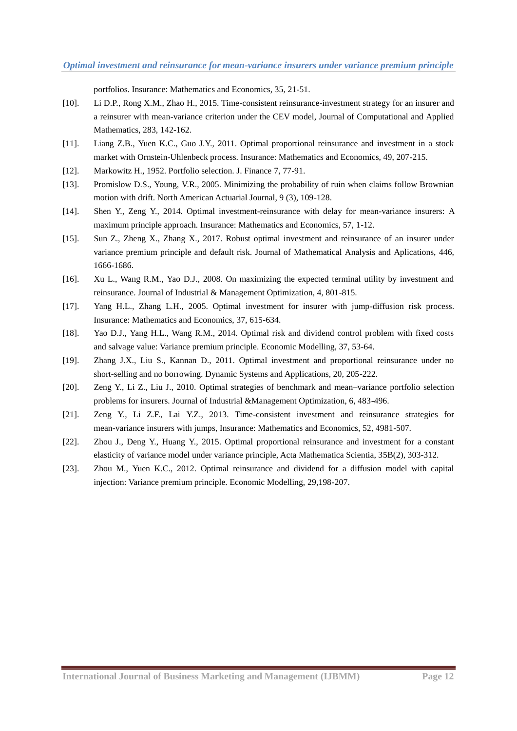portfolios. Insurance: Mathematics and Economics, 35, 21-51.

[10]. Li D.P., Rong X.M., Zhao H., 2015. Time-consistent reinsurance-investment strategy for an insurer and a reinsurer with mean-variance criterion under the CEV model, Journal of Computational and Applied Mathematics, 283, 142-162.

[11]. Liang Z.B., Yuen K.C., Guo J.Y., 2011. Optimal proportional reinsurance and investment in a stock market with Ornstein-Uhlenbeck process. Insurance: Mathematics and Economics, 49, 207-215.

[12]. Markowitz H., 1952. Portfolio selection. J. Finance 7, 77-91.

[13]. Promislow D.S., Young, V.R., 2005. Minimizing the probability of ruin when claims follow Brownian motion with drift. North American Actuarial Journal, 9 (3), 109-128.

[14]. Shen Y., Zeng Y., 2014. Optimal investment-reinsurance with delay for mean-variance insurers: A maximum principle approach. Insurance: Mathematics and Economics, 57, 1-12.

[15]. Sun Z., Zheng X., Zhang X., 2017. Robust optimal investment and reinsurance of an insurer under variance premium principle and default risk. Journal of Mathematical Analysis and Aplications, 446, 1666-1686.

[16]. Xu L., Wang R.M., Yao D.J., 2008. On maximizing the expected terminal utility by investment and reinsurance. Journal of Industrial & Management Optimization, 4, 801-815.

[17]. Yang H.L., Zhang L.H., 2005. Optimal investment for insurer with jump-diffusion risk process. Insurance: Mathematics and Economics, 37, 615-634.

[18]. Yao D.J., Yang H.L., Wang R.M., 2014. Optimal risk and dividend control problem with fixed costs and salvage value: Variance premium principle. Economic Modelling, 37, 53-64.

[19]. Zhang J.X., Liu S., Kannan D., 2011. Optimal investment and proportional reinsurance under no short-selling and no borrowing. Dynamic Systems and Applications, 20, 205-222.

[20]. Zeng Y., Li Z., Liu J., 2010. Optimal strategies of benchmark and mean–variance portfolio selection problems for insurers. Journal of Industrial &Management Optimization, 6, 483-496.

[21]. Zeng Y., Li Z.F., Lai Y.Z., 2013. Time-consistent investment and reinsurance strategies for mean-variance insurers with jumps, Insurance: Mathematics and Economics, 52, 4981-507.

[22]. Zhou J., Deng Y., Huang Y., 2015. Optimal proportional reinsurance and investment for a constant elasticity of variance model under variance principle, Acta Mathematica Scientia, 35B(2), 303-312.

[23]. Zhou M., Yuen K.C., 2012. Optimal reinsurance and dividend for a diffusion model with capital injection: Variance premium principle. Economic Modelling, 29,198-207.